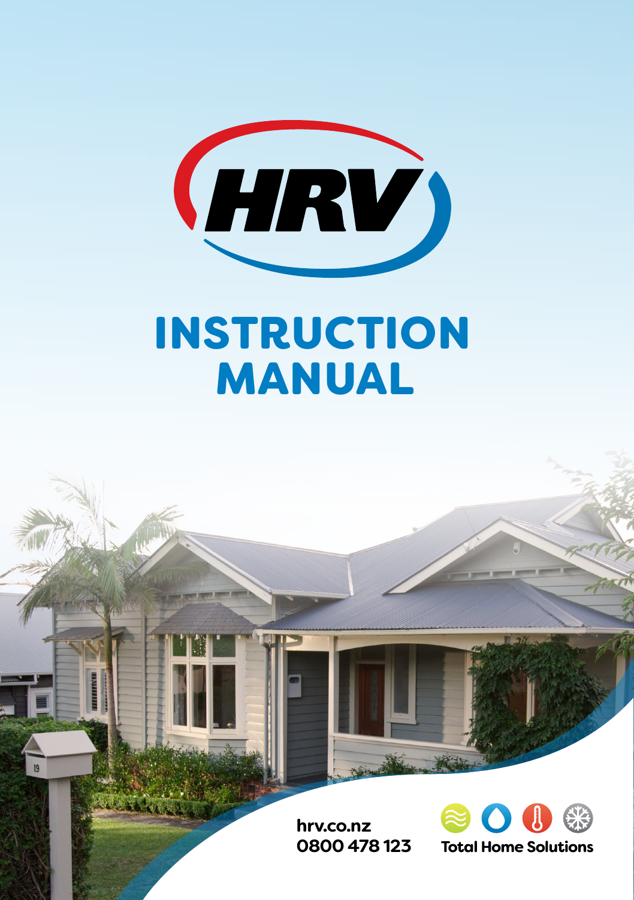HRV

# INSTRUCTION MANUAL

hrv.co.nz
0800 478 123

Total Home Solutions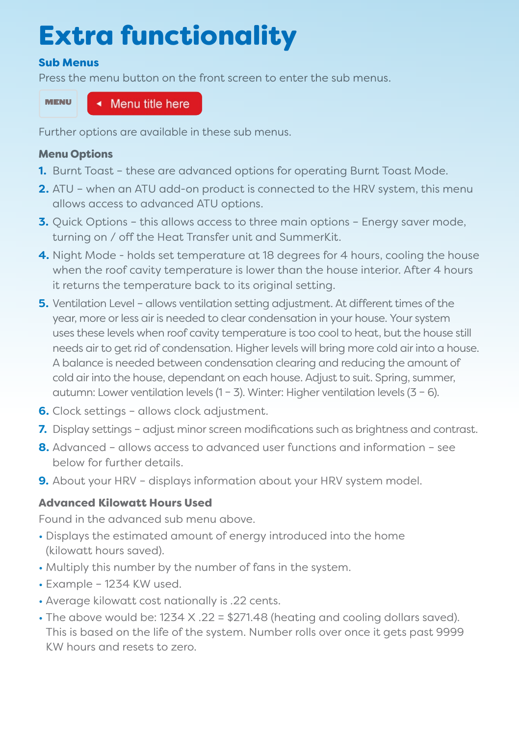# Extra functionality

### Sub Menus

Press the menu button on the front screen to enter the sub menus.

MENU ◂ Menu title here

Further options are available in these sub menus.

#### Menu Options

1. Burnt Toast – these are advanced options for operating Burnt Toast Mode.
2. ATU – when an ATU add-on product is connected to the HRV system, this menu allows access to advanced ATU options.
3. Quick Options – this allows access to three main options – Energy saver mode, turning on / off the Heat Transfer unit and SummerKit.
4. Night Mode - holds set temperature at 18 degrees for 4 hours, cooling the house when the roof cavity temperature is lower than the house interior. After 4 hours it returns the temperature back to its original setting.
5. Ventilation Level – allows ventilation setting adjustment. At different times of the year, more or less air is needed to clear condensation in your house. Your system uses these levels when roof cavity temperature is too cool to heat, but the house still needs air to get rid of condensation. Higher levels will bring more cold air into a house. A balance is needed between condensation clearing and reducing the amount of cold air into the house, dependant on each house. Adjust to suit. Spring, summer, autumn: Lower ventilation levels (1 – 3). Winter: Higher ventilation levels (3 – 6).
6. Clock settings – allows clock adjustment.
7. Display settings – adjust minor screen modifications such as brightness and contrast.
8. Advanced – allows access to advanced user functions and information – see below for further details.
9. About your HRV – displays information about your HRV system model.

#### Advanced Kilowatt Hours Used

Found in the advanced sub menu above.

- Displays the estimated amount of energy introduced into the home (kilowatt hours saved).
- Multiply this number by the number of fans in the system.
- Example – 1234 KW used.
- Average kilowatt cost nationally is .22 cents.
- The above would be: 1234 X .22 = $271.48 (heating and cooling dollars saved). This is based on the life of the system. Number rolls over once it gets past 9999 KW hours and resets to zero.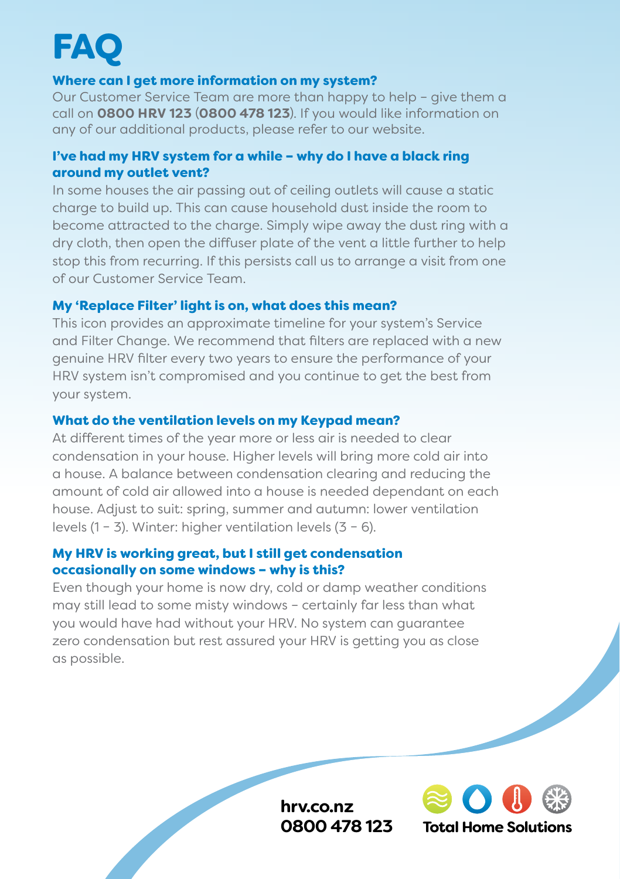# FAQ

### Where can I get more information on my system?

Our Customer Service Team are more than happy to help – give them a call on **0800 HRV 123** (**0800 478 123**). If you would like information on any of our additional products, please refer to our website.

### I've had my HRV system for a while – why do I have a black ring around my outlet vent?

In some houses the air passing out of ceiling outlets will cause a static charge to build up. This can cause household dust inside the room to become attracted to the charge. Simply wipe away the dust ring with a dry cloth, then open the diffuser plate of the vent a little further to help stop this from recurring. If this persists call us to arrange a visit from one of our Customer Service Team.

### My 'Replace Filter' light is on, what does this mean?

This icon provides an approximate timeline for your system's Service and Filter Change. We recommend that filters are replaced with a new genuine HRV filter every two years to ensure the performance of your HRV system isn't compromised and you continue to get the best from your system.

### What do the ventilation levels on my Keypad mean?

At different times of the year more or less air is needed to clear condensation in your house. Higher levels will bring more cold air into a house. A balance between condensation clearing and reducing the amount of cold air allowed into a house is needed dependant on each house. Adjust to suit: spring, summer and autumn: lower ventilation levels (1 – 3). Winter: higher ventilation levels (3 – 6).

### My HRV is working great, but I still get condensation occasionally on some windows – why is this?

Even though your home is now dry, cold or damp weather conditions may still lead to some misty windows – certainly far less than what you would have had without your HRV. No system can guarantee zero condensation but rest assured your HRV is getting you as close as possible.

**hrv.co.nz**
**0800 478 123**

**Total Home Solutions**